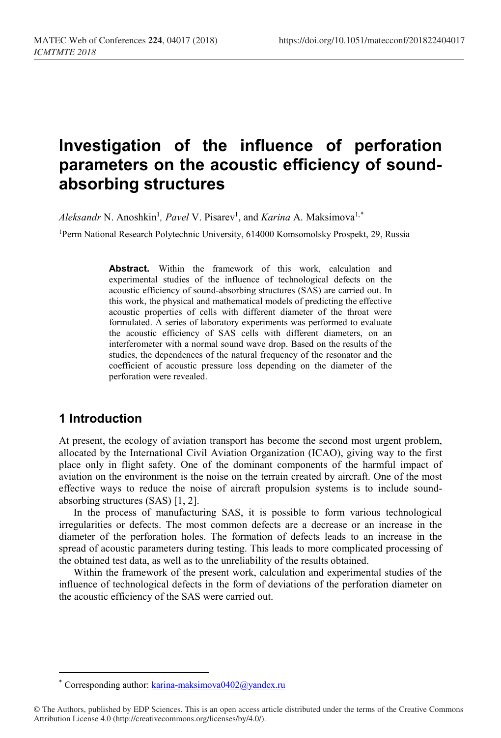# Investigation of the influence of perforation parameters on the acoustic efficiency of sound-absorbing structures

*Aleksandr* N. Anoshkin[1], *Pavel* V. Pisarev[1], and *Karina* A. Maksimova[1,*]

[1]Perm National Research Polytechnic University, 614000 Komsomolsky Prospekt, 29, Russia

**Abstract.** Within the framework of this work, calculation and experimental studies of the influence of technological defects on the acoustic efficiency of sound-absorbing structures (SAS) are carried out. In this work, the physical and mathematical models of predicting the effective acoustic properties of cells with different diameter of the throat were formulated. A series of laboratory experiments was performed to evaluate the acoustic efficiency of SAS cells with different diameters, on an interferometer with a normal sound wave drop. Based on the results of the studies, the dependences of the natural frequency of the resonator and the coefficient of acoustic pressure loss depending on the diameter of the perforation were revealed.

## 1 Introduction

At present, the ecology of aviation transport has become the second most urgent problem, allocated by the International Civil Aviation Organization (ICAO), giving way to the first place only in flight safety. One of the dominant components of the harmful impact of aviation on the environment is the noise on the terrain created by aircraft. One of the most effective ways to reduce the noise of aircraft propulsion systems is to include sound-absorbing structures (SAS) [1, 2].

In the process of manufacturing SAS, it is possible to form various technological irregularities or defects. The most common defects are a decrease or an increase in the diameter of the perforation holes. The formation of defects leads to an increase in the spread of acoustic parameters during testing. This leads to more complicated processing of the obtained test data, as well as to the unreliability of the results obtained.

Within the framework of the present work, calculation and experimental studies of the influence of technological defects in the form of deviations of the perforation diameter on the acoustic efficiency of the SAS were carried out.

---

[*] Corresponding author: karina-maksimova0402@yandex.ru

© The Authors, published by EDP Sciences. This is an open access article distributed under the terms of the Creative Commons Attribution License 4.0 (http://creativecommons.org/licenses/by/4.0/).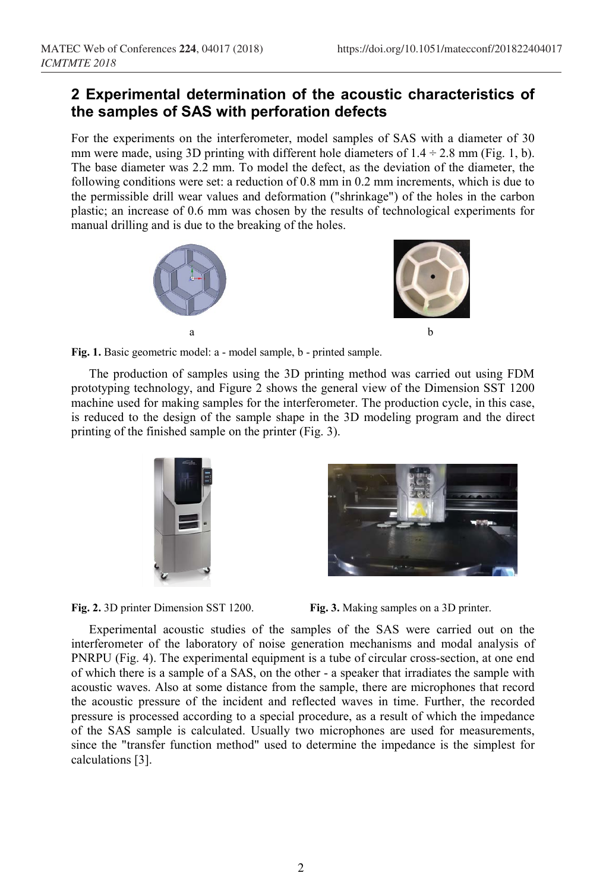## 2 Experimental determination of the acoustic characteristics of the samples of SAS with perforation defects

For the experiments on the interferometer, model samples of SAS with a diameter of 30 mm were made, using 3D printing with different hole diameters of 1.4 ÷ 2.8 mm (Fig. 1, b). The base diameter was 2.2 mm. To model the defect, as the deviation of the diameter, the following conditions were set: a reduction of 0.8 mm in 0.2 mm increments, which is due to the permissible drill wear values and deformation ("shrinkage") of the holes in the carbon plastic; an increase of 0.6 mm was chosen by the results of technological experiments for manual drilling and is due to the breaking of the holes.

**Fig. 1.** Basic geometric model: a - model sample, b - printed sample.

The production of samples using the 3D printing method was carried out using FDM prototyping technology, and Figure 2 shows the general view of the Dimension SST 1200 machine used for making samples for the interferometer. The production cycle, in this case, is reduced to the design of the sample shape in the 3D modeling program and the direct printing of the finished sample on the printer (Fig. 3).

**Fig. 2.** 3D printer Dimension SST 1200.

**Fig. 3.** Making samples on a 3D printer.

Experimental acoustic studies of the samples of the SAS were carried out on the interferometer of the laboratory of noise generation mechanisms and modal analysis of PNRPU (Fig. 4). The experimental equipment is a tube of circular cross-section, at one end of which there is a sample of a SAS, on the other - a speaker that irradiates the sample with acoustic waves. Also at some distance from the sample, there are microphones that record the acoustic pressure of the incident and reflected waves in time. Further, the recorded pressure is processed according to a special procedure, as a result of which the impedance of the SAS sample is calculated. Usually two microphones are used for measurements, since the "transfer function method" used to determine the impedance is the simplest for calculations [3].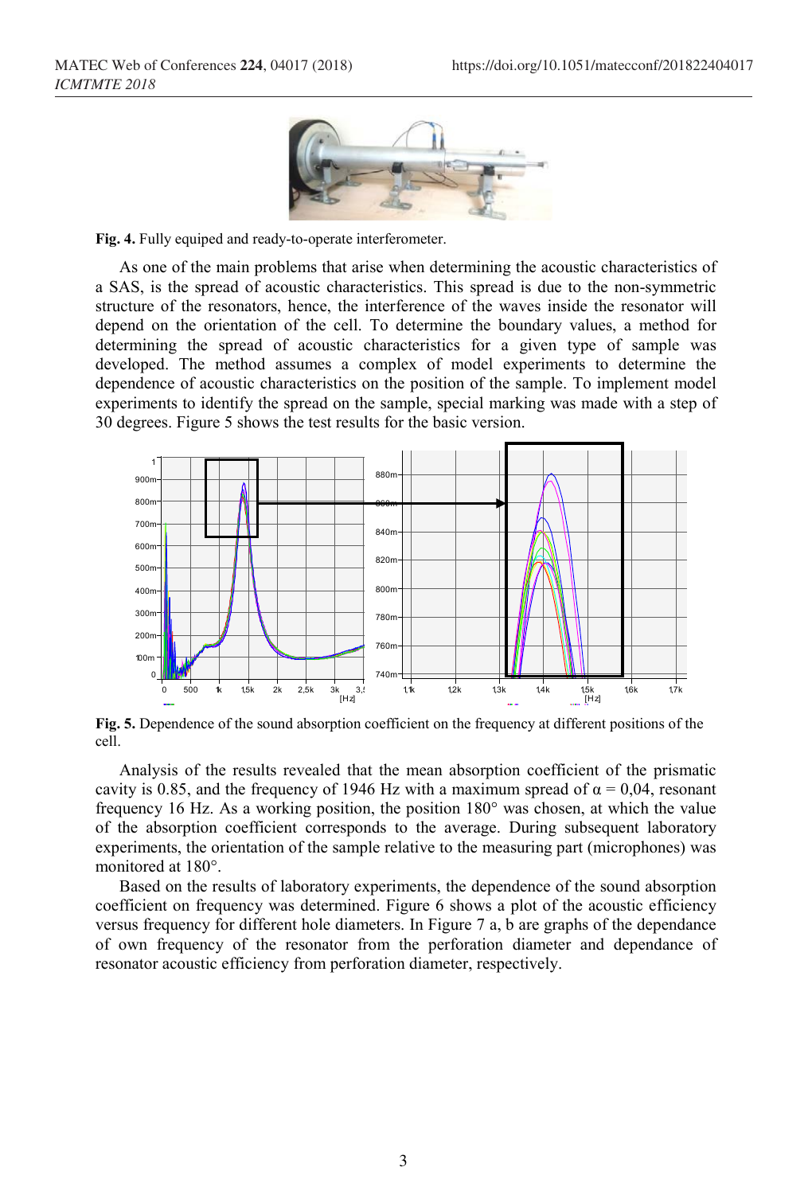Fig. 4. Fully equiped and ready-to-operate interferometer.

As one of the main problems that arise when determining the acoustic characteristics of a SAS, is the spread of acoustic characteristics. This spread is due to the non-symmetric structure of the resonators, hence, the interference of the waves inside the resonator will depend on the orientation of the cell. To determine the boundary values, a method for determining the spread of acoustic characteristics for a given type of sample was developed. The method assumes a complex of model experiments to determine the dependence of acoustic characteristics on the position of the sample. To implement model experiments to identify the spread on the sample, special marking was made with a step of 30 degrees. Figure 5 shows the test results for the basic version.

**Fig. 5.** Dependence of the sound absorption coefficient on the frequency at different positions of the cell.

Analysis of the results revealed that the mean absorption coefficient of the prismatic cavity is 0.85, and the frequency of 1946 Hz with a maximum spread of $\alpha = 0{,}04$, resonant frequency 16 Hz. As a working position, the position 180° was chosen, at which the value of the absorption coefficient corresponds to the average. During subsequent laboratory experiments, the orientation of the sample relative to the measuring part (microphones) was monitored at 180°.

Based on the results of laboratory experiments, the dependence of the sound absorption coefficient on frequency was determined. Figure 6 shows a plot of the acoustic efficiency versus frequency for different hole diameters. In Figure 7 a, b are graphs of the dependance of own frequency of the resonator from the perforation diameter and dependance of resonator acoustic efficiency from perforation diameter, respectively.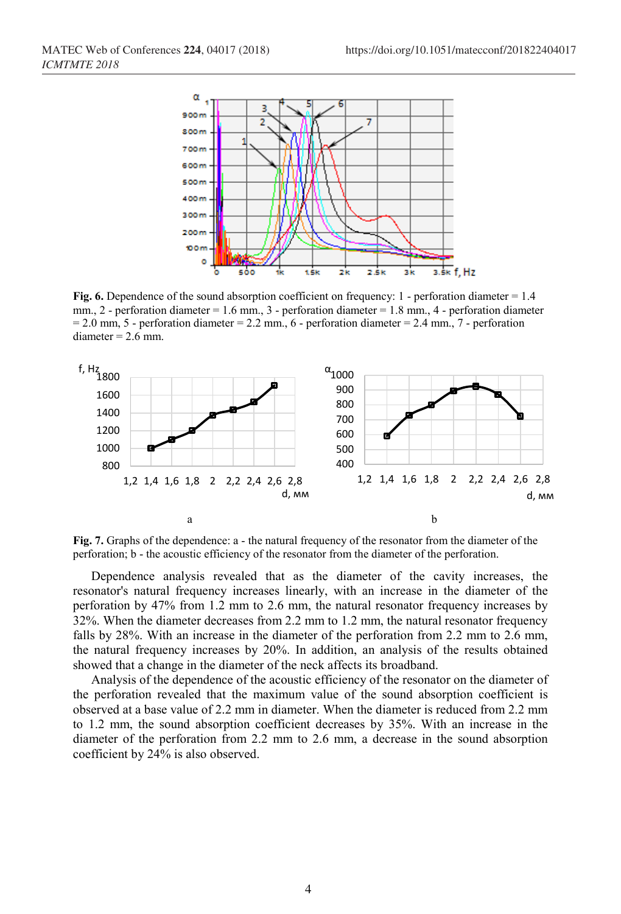**Fig. 6.** Dependence of the sound absorption coefficient on frequency: 1 - perforation diameter = 1.4 mm., 2 - perforation diameter = 1.6 mm., 3 - perforation diameter = 1.8 mm., 4 - perforation diameter = 2.0 mm, 5 - perforation diameter = 2.2 mm., 6 - perforation diameter = 2.4 mm., 7 - perforation diameter = 2.6 mm.

**Fig. 7.** Graphs of the dependence: a - the natural frequency of the resonator from the diameter of the perforation; b - the acoustic efficiency of the resonator from the diameter of the perforation.

Dependence analysis revealed that as the diameter of the cavity increases, the resonator's natural frequency increases linearly, with an increase in the diameter of the perforation by 47% from 1.2 mm to 2.6 mm, the natural resonator frequency increases by 32%. When the diameter decreases from 2.2 mm to 1.2 mm, the natural resonator frequency falls by 28%. With an increase in the diameter of the perforation from 2.2 mm to 2.6 mm, the natural frequency increases by 20%. In addition, an analysis of the results obtained showed that a change in the diameter of the neck affects its broadband.

Analysis of the dependence of the acoustic efficiency of the resonator on the diameter of the perforation revealed that the maximum value of the sound absorption coefficient is observed at a base value of 2.2 mm in diameter. When the diameter is reduced from 2.2 mm to 1.2 mm, the sound absorption coefficient decreases by 35%. With an increase in the diameter of the perforation from 2.2 mm to 2.6 mm, a decrease in the sound absorption coefficient by 24% is also observed.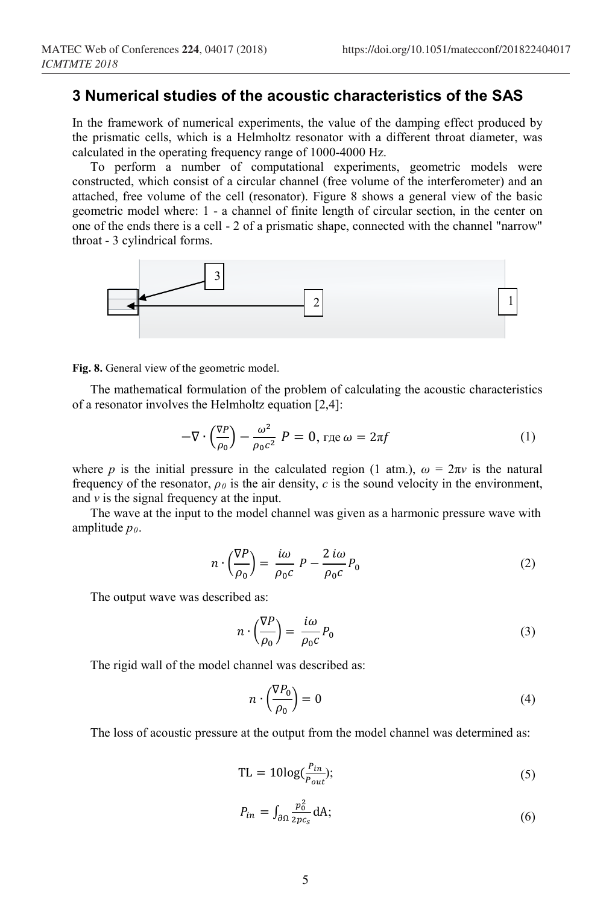## 3 Numerical studies of the acoustic characteristics of the SAS

In the framework of numerical experiments, the value of the damping effect produced by the prismatic cells, which is a Helmholtz resonator with a different throat diameter, was calculated in the operating frequency range of 1000-4000 Hz.

To perform a number of computational experiments, geometric models were constructed, which consist of a circular channel (free volume of the interferometer) and an attached, free volume of the cell (resonator). Figure 8 shows a general view of the basic geometric model where: 1 - a channel of finite length of circular section, in the center on one of the ends there is a cell - 2 of a prismatic shape, connected with the channel "narrow" throat - 3 cylindrical forms.

**Fig. 8.** General view of the geometric model.

The mathematical formulation of the problem of calculating the acoustic characteristics of a resonator involves the Helmholtz equation [2,4]:

$$-\nabla \cdot \left(\frac{\nabla P}{\rho_0}\right) - \frac{\omega^2}{\rho_0 c^2}\, P = 0, \text{ где } \omega = 2\pi f \tag{1}$$

where $p$ is the initial pressure in the calculated region (1 atm.), $\omega = 2\pi v$ is the natural frequency of the resonator, $\rho_0$ is the air density, $c$ is the sound velocity in the environment, and $v$ is the signal frequency at the input.

The wave at the input to the model channel was given as a harmonic pressure wave with amplitude $p_0$.

$$n \cdot \left(\frac{\nabla P}{\rho_0}\right) = \frac{i\omega}{\rho_0 c}\, P - \frac{2\, i\omega}{\rho_0 c} P_0 \tag{2}$$

The output wave was described as:

$$n \cdot \left(\frac{\nabla P}{\rho_0}\right) = \frac{i\omega}{\rho_0 c} P_0 \tag{3}$$

The rigid wall of the model channel was described as:

$$n \cdot \left(\frac{\nabla P_0}{\rho_0}\right) = 0 \tag{4}$$

The loss of acoustic pressure at the output from the model channel was determined as:

$$\text{TL} = 10\log\left(\frac{P_{in}}{P_{out}}\right); \tag{5}$$

$$P_{in} = \int_{\partial\Omega} \frac{p_0^2}{2pc_s} \text{dA}; \tag{6}$$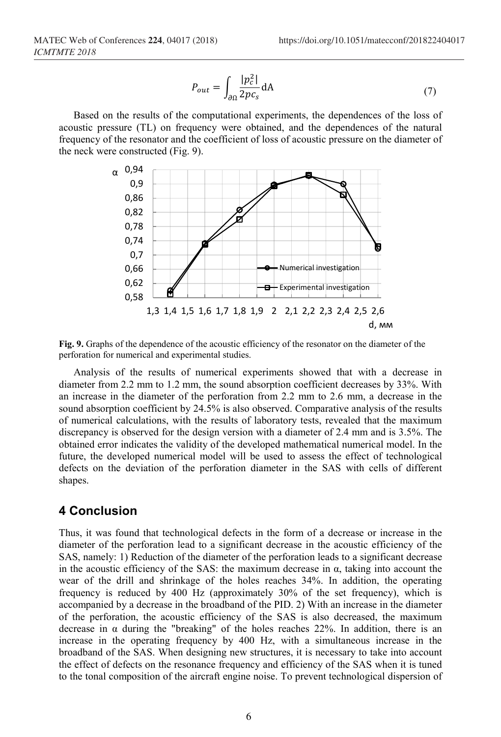$$P_{out} = \int_{\partial\Omega} \frac{|p_c^2|}{2pc_s} \mathrm{dA} \tag{7}$$

Based on the results of the computational experiments, the dependences of the loss of acoustic pressure (TL) on frequency were obtained, and the dependences of the natural frequency of the resonator and the coefficient of loss of acoustic pressure on the diameter of the neck were constructed (Fig. 9).

**Fig. 9.** Graphs of the dependence of the acoustic efficiency of the resonator on the diameter of the perforation for numerical and experimental studies.

Analysis of the results of numerical experiments showed that with a decrease in diameter from 2.2 mm to 1.2 mm, the sound absorption coefficient decreases by 33%. With an increase in the diameter of the perforation from 2.2 mm to 2.6 mm, a decrease in the sound absorption coefficient by 24.5% is also observed. Comparative analysis of the results of numerical calculations, with the results of laboratory tests, revealed that the maximum discrepancy is observed for the design version with a diameter of 2.4 mm and is 3.5%. The obtained error indicates the validity of the developed mathematical numerical model. In the future, the developed numerical model will be used to assess the effect of technological defects on the deviation of the perforation diameter in the SAS with cells of different shapes.

## 4 Conclusion

Thus, it was found that technological defects in the form of a decrease or increase in the diameter of the perforation lead to a significant decrease in the acoustic efficiency of the SAS, namely: 1) Reduction of the diameter of the perforation leads to a significant decrease in the acoustic efficiency of the SAS: the maximum decrease in α, taking into account the wear of the drill and shrinkage of the holes reaches 34%. In addition, the operating frequency is reduced by 400 Hz (approximately 30% of the set frequency), which is accompanied by a decrease in the broadband of the PID. 2) With an increase in the diameter of the perforation, the acoustic efficiency of the SAS is also decreased, the maximum decrease in α during the "breaking" of the holes reaches 22%. In addition, there is an increase in the operating frequency by 400 Hz, with a simultaneous increase in the broadband of the SAS. When designing new structures, it is necessary to take into account the effect of defects on the resonance frequency and efficiency of the SAS when it is tuned to the tonal composition of the aircraft engine noise. To prevent technological dispersion of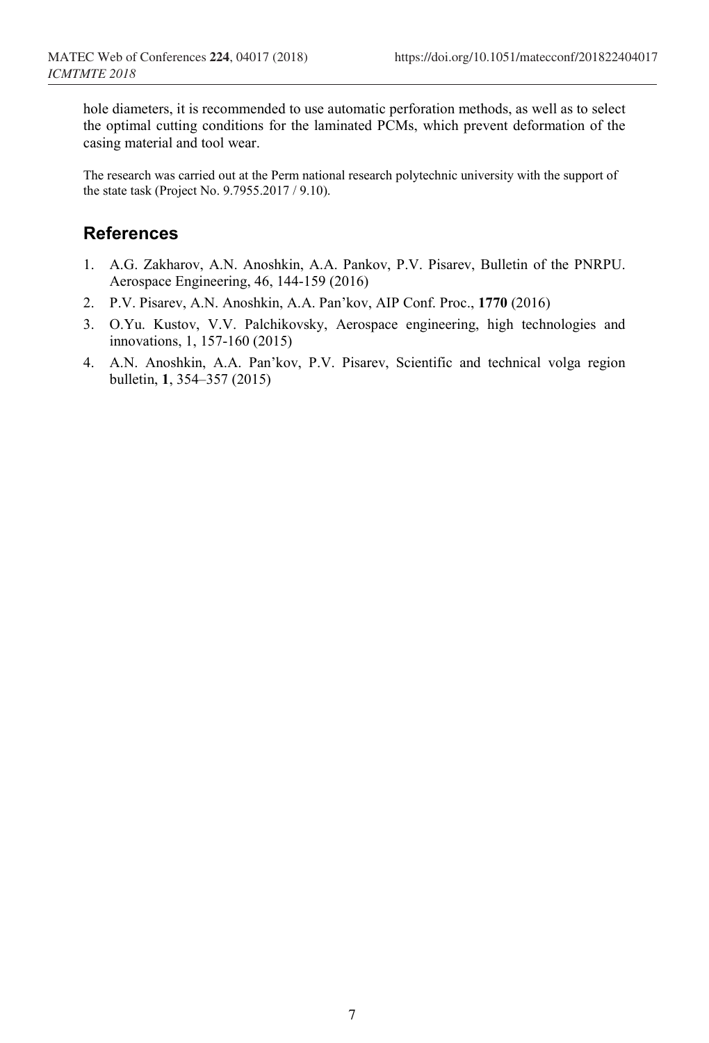hole diameters, it is recommended to use automatic perforation methods, as well as to select the optimal cutting conditions for the laminated PCMs, which prevent deformation of the casing material and tool wear.

The research was carried out at the Perm national research polytechnic university with the support of the state task (Project No. 9.7955.2017 / 9.10).

## References

1. A.G. Zakharov, A.N. Anoshkin, A.A. Pankov, P.V. Pisarev, Bulletin of the PNRPU. Aerospace Engineering, 46, 144-159 (2016)
2. P.V. Pisarev, A.N. Anoshkin, A.A. Pan'kov, AIP Conf. Proc., **1770** (2016)
3. O.Yu. Kustov, V.V. Palchikovsky, Aerospace engineering, high technologies and innovations, 1, 157-160 (2015)
4. A.N. Anoshkin, A.A. Pan'kov, P.V. Pisarev, Scientific and technical volga region bulletin, **1**, 354–357 (2015)